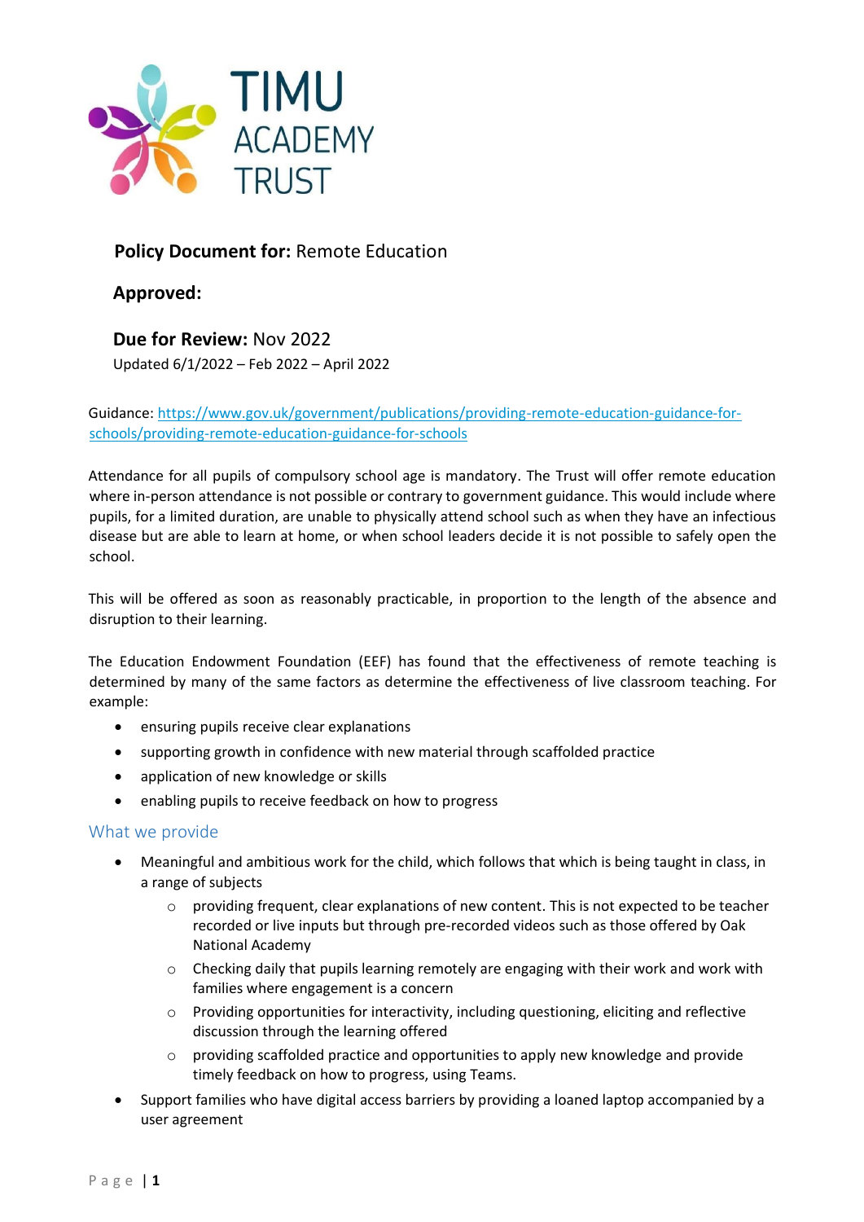TIMU ACADEMY TRUST

**Policy Document for:** Remote Education

**Approved:**

**Due for Review:** Nov 2022

Updated 6/1/2022 – Feb 2022 – April 2022

Guidance: [https://www.gov.uk/government/publications/providing-remote-education-guidance-for-schools/providing-remote-education-guidance-for-schools](https://www.gov.uk/government/publications/providing-remote-education-guidance-for-schools/providing-remote-education-guidance-for-schools)

Attendance for all pupils of compulsory school age is mandatory. The Trust will offer remote education where in-person attendance is not possible or contrary to government guidance. This would include where pupils, for a limited duration, are unable to physically attend school such as when they have an infectious disease but are able to learn at home, or when school leaders decide it is not possible to safely open the school.

This will be offered as soon as reasonably practicable, in proportion to the length of the absence and disruption to their learning.

The Education Endowment Foundation (EEF) has found that the effectiveness of remote teaching is determined by many of the same factors as determine the effectiveness of live classroom teaching. For example:

- ensuring pupils receive clear explanations
- supporting growth in confidence with new material through scaffolded practice
- application of new knowledge or skills
- enabling pupils to receive feedback on how to progress

## What we provide

- Meaningful and ambitious work for the child, which follows that which is being taught in class, in a range of subjects
    - providing frequent, clear explanations of new content. This is not expected to be teacher recorded or live inputs but through pre-recorded videos such as those offered by Oak National Academy
    - Checking daily that pupils learning remotely are engaging with their work and work with families where engagement is a concern
    - Providing opportunities for interactivity, including questioning, eliciting and reflective discussion through the learning offered
    - providing scaffolded practice and opportunities to apply new knowledge and provide timely feedback on how to progress, using Teams.
- Support families who have digital access barriers by providing a loaned laptop accompanied by a user agreement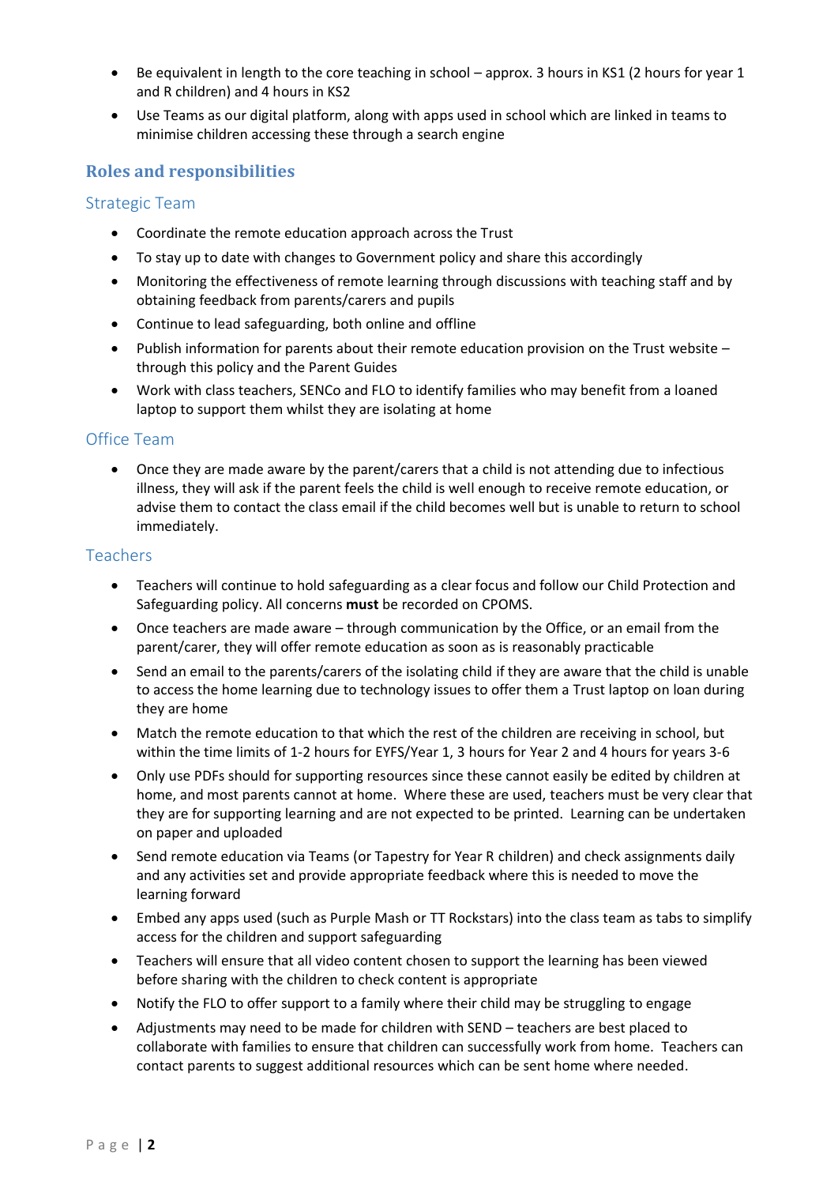- Be equivalent in length to the core teaching in school – approx. 3 hours in KS1 (2 hours for year 1 and R children) and 4 hours in KS2
- Use Teams as our digital platform, along with apps used in school which are linked in teams to minimise children accessing these through a search engine

## Roles and responsibilities

### Strategic Team

- Coordinate the remote education approach across the Trust
- To stay up to date with changes to Government policy and share this accordingly
- Monitoring the effectiveness of remote learning through discussions with teaching staff and by obtaining feedback from parents/carers and pupils
- Continue to lead safeguarding, both online and offline
- Publish information for parents about their remote education provision on the Trust website – through this policy and the Parent Guides
- Work with class teachers, SENCo and FLO to identify families who may benefit from a loaned laptop to support them whilst they are isolating at home

### Office Team

- Once they are made aware by the parent/carers that a child is not attending due to infectious illness, they will ask if the parent feels the child is well enough to receive remote education, or advise them to contact the class email if the child becomes well but is unable to return to school immediately.

### Teachers

- Teachers will continue to hold safeguarding as a clear focus and follow our Child Protection and Safeguarding policy. All concerns **must** be recorded on CPOMS.
- Once teachers are made aware – through communication by the Office, or an email from the parent/carer, they will offer remote education as soon as is reasonably practicable
- Send an email to the parents/carers of the isolating child if they are aware that the child is unable to access the home learning due to technology issues to offer them a Trust laptop on loan during they are home
- Match the remote education to that which the rest of the children are receiving in school, but within the time limits of 1-2 hours for EYFS/Year 1, 3 hours for Year 2 and 4 hours for years 3-6
- Only use PDFs should for supporting resources since these cannot easily be edited by children at home, and most parents cannot at home. Where these are used, teachers must be very clear that they are for supporting learning and are not expected to be printed. Learning can be undertaken on paper and uploaded
- Send remote education via Teams (or Tapestry for Year R children) and check assignments daily and any activities set and provide appropriate feedback where this is needed to move the learning forward
- Embed any apps used (such as Purple Mash or TT Rockstars) into the class team as tabs to simplify access for the children and support safeguarding
- Teachers will ensure that all video content chosen to support the learning has been viewed before sharing with the children to check content is appropriate
- Notify the FLO to offer support to a family where their child may be struggling to engage
- Adjustments may need to be made for children with SEND – teachers are best placed to collaborate with families to ensure that children can successfully work from home. Teachers can contact parents to suggest additional resources which can be sent home where needed.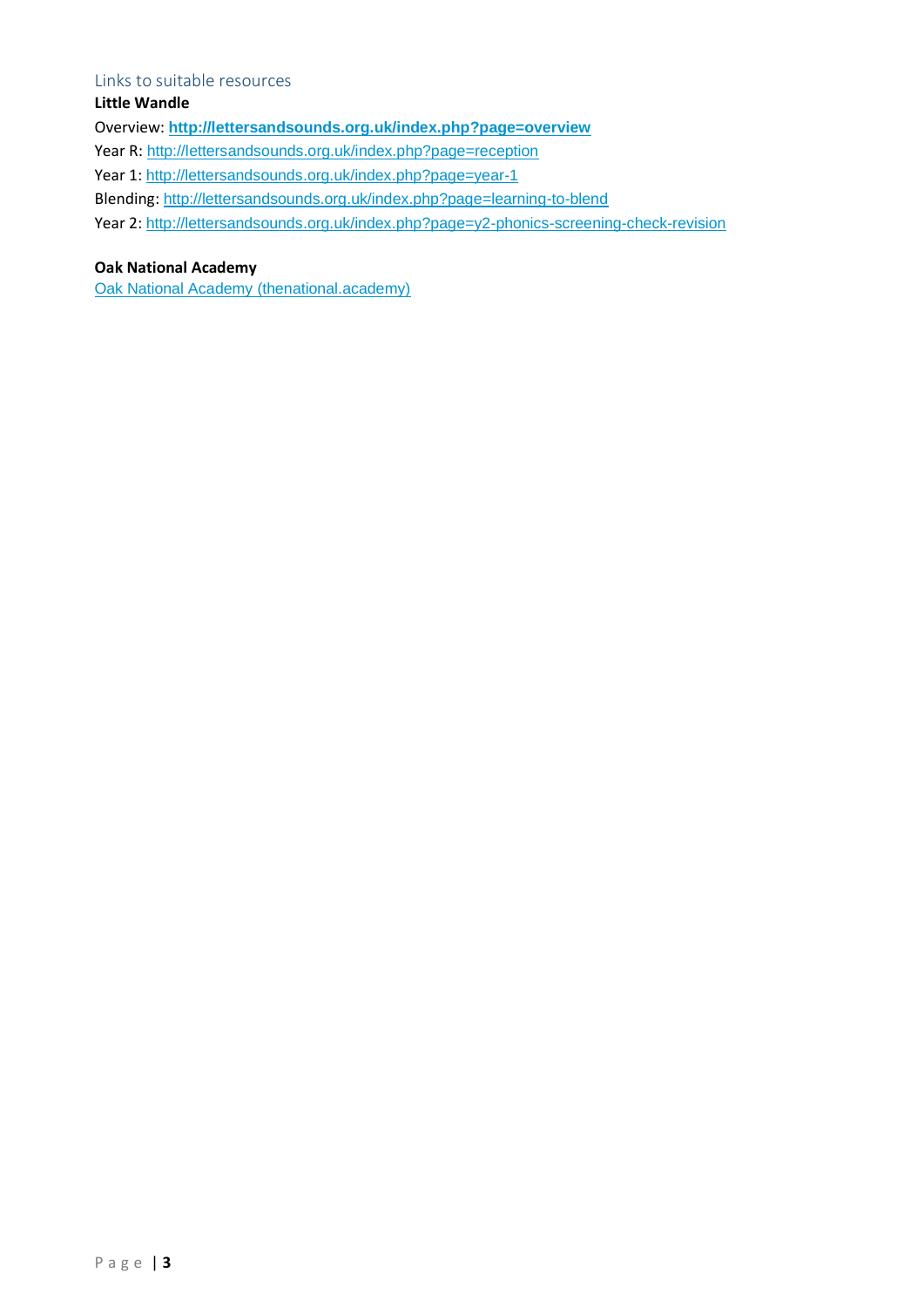## Links to suitable resources

**Little Wandle**

Overview: **http://lettersandsounds.org.uk/index.php?page=overview**

Year R: http://lettersandsounds.org.uk/index.php?page=reception

Year 1: http://lettersandsounds.org.uk/index.php?page=year-1

Blending: http://lettersandsounds.org.uk/index.php?page=learning-to-blend

Year 2: http://lettersandsounds.org.uk/index.php?page=y2-phonics-screening-check-revision

**Oak National Academy**

Oak National Academy (thenational.academy)